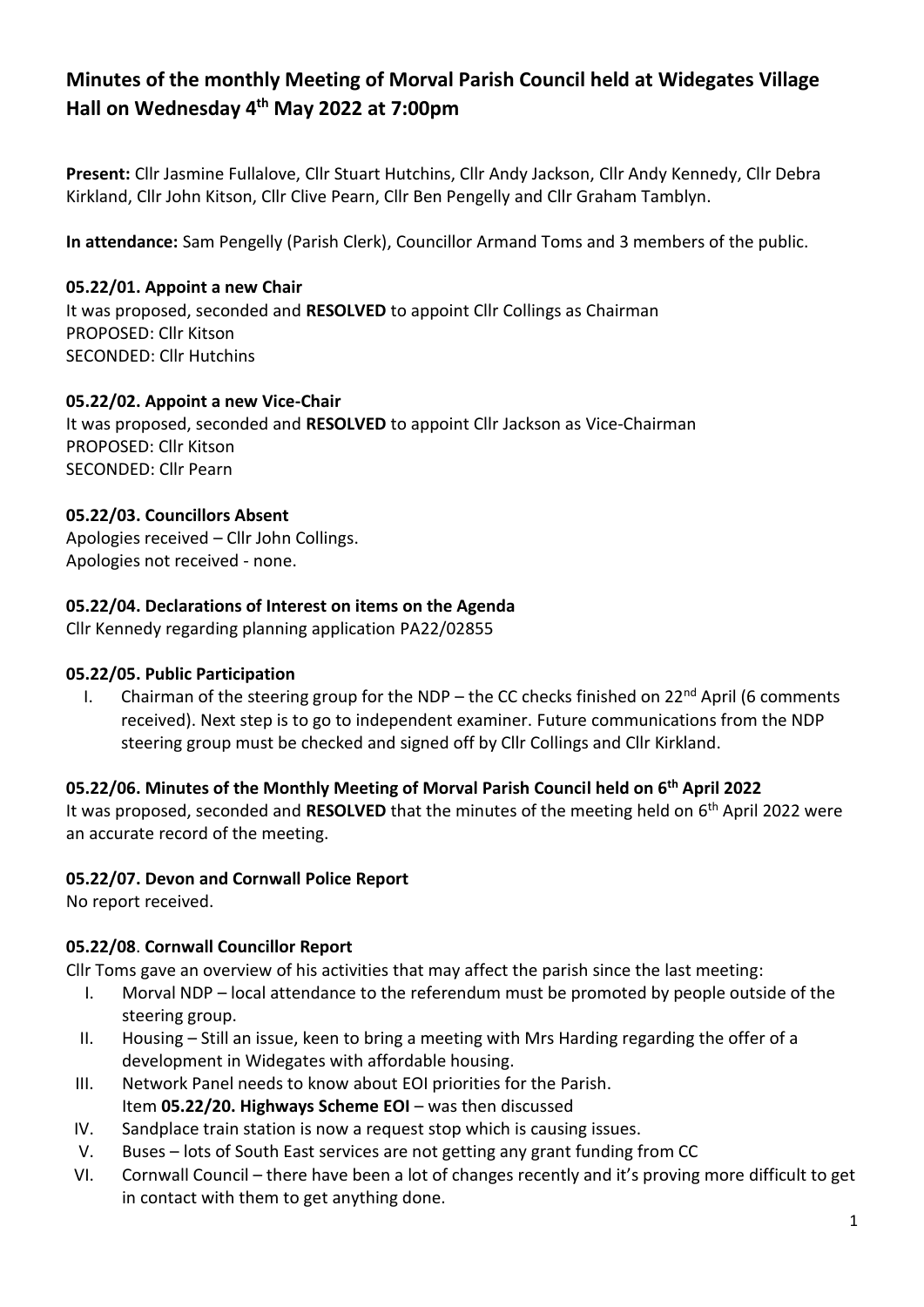# Minutes of the monthly Meeting of Morval Parish Council held at Widegates Village Hall on Wednesday 4th May 2022 at 7:00pm

**Present:** Cllr Jasmine Fullalove, Cllr Stuart Hutchins, Cllr Andy Jackson, Cllr Andy Kennedy, Cllr Debra Kirkland, Cllr John Kitson, Cllr Clive Pearn, Cllr Ben Pengelly and Cllr Graham Tamblyn.

**In attendance:** Sam Pengelly (Parish Clerk), Councillor Armand Toms and 3 members of the public.

### 05.22/01. Appoint a new Chair

It was proposed, seconded and **RESOLVED** to appoint Cllr Collings as Chairman
PROPOSED: Cllr Kitson
SECONDED: Cllr Hutchins

### 05.22/02. Appoint a new Vice-Chair

It was proposed, seconded and **RESOLVED** to appoint Cllr Jackson as Vice-Chairman
PROPOSED: Cllr Kitson
SECONDED: Cllr Pearn

### 05.22/03. Councillors Absent

Apologies received – Cllr John Collings.
Apologies not received - none.

### 05.22/04. Declarations of Interest on items on the Agenda

Cllr Kennedy regarding planning application PA22/02855

### 05.22/05. Public Participation

I. Chairman of the steering group for the NDP – the CC checks finished on 22nd April (6 comments received). Next step is to go to independent examiner. Future communications from the NDP steering group must be checked and signed off by Cllr Collings and Cllr Kirkland.

### 05.22/06. Minutes of the Monthly Meeting of Morval Parish Council held on 6th April 2022

It was proposed, seconded and **RESOLVED** that the minutes of the meeting held on 6th April 2022 were an accurate record of the meeting.

### 05.22/07. Devon and Cornwall Police Report

No report received.

### 05.22/08. Cornwall Councillor Report

Cllr Toms gave an overview of his activities that may affect the parish since the last meeting:

I. Morval NDP – local attendance to the referendum must be promoted by people outside of the steering group.
II. Housing – Still an issue, keen to bring a meeting with Mrs Harding regarding the offer of a development in Widegates with affordable housing.
III. Network Panel needs to know about EOI priorities for the Parish.
    Item **05.22/20. Highways Scheme EOI** – was then discussed
IV. Sandplace train station is now a request stop which is causing issues.
V. Buses – lots of South East services are not getting any grant funding from CC
VI. Cornwall Council – there have been a lot of changes recently and it's proving more difficult to get in contact with them to get anything done.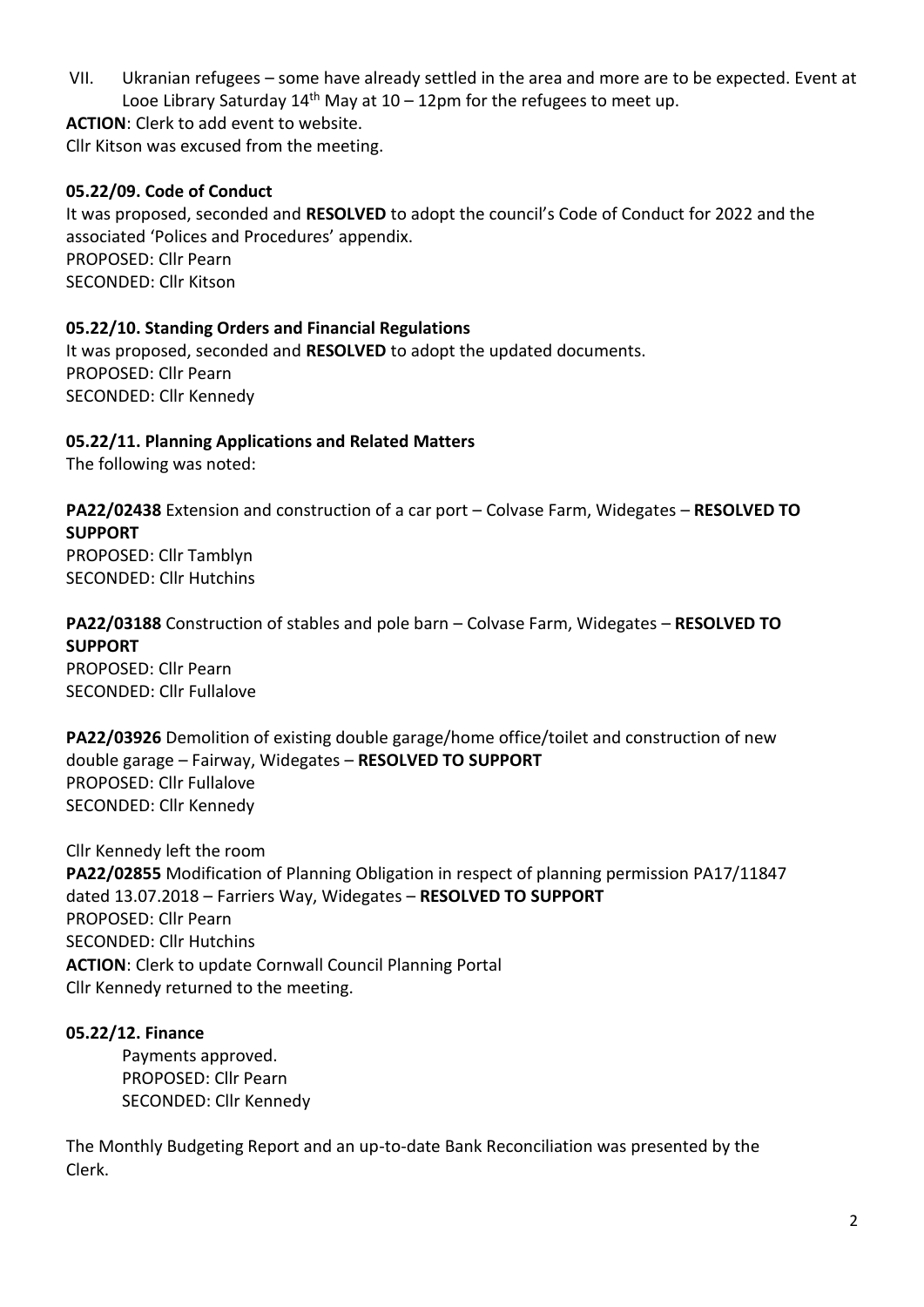VII. Ukranian refugees – some have already settled in the area and more are to be expected. Event at Looe Library Saturday 14th May at 10 – 12pm for the refugees to meet up.

**ACTION**: Clerk to add event to website.

Cllr Kitson was excused from the meeting.

**05.22/09. Code of Conduct**

It was proposed, seconded and **RESOLVED** to adopt the council's Code of Conduct for 2022 and the associated 'Polices and Procedures' appendix.
PROPOSED: Cllr Pearn
SECONDED: Cllr Kitson

**05.22/10. Standing Orders and Financial Regulations**

It was proposed, seconded and **RESOLVED** to adopt the updated documents.
PROPOSED: Cllr Pearn
SECONDED: Cllr Kennedy

**05.22/11. Planning Applications and Related Matters**

The following was noted:

**PA22/02438** Extension and construction of a car port – Colvase Farm, Widegates – **RESOLVED TO SUPPORT**
PROPOSED: Cllr Tamblyn
SECONDED: Cllr Hutchins

**PA22/03188** Construction of stables and pole barn – Colvase Farm, Widegates – **RESOLVED TO SUPPORT**
PROPOSED: Cllr Pearn
SECONDED: Cllr Fullalove

**PA22/03926** Demolition of existing double garage/home office/toilet and construction of new double garage – Fairway, Widegates – **RESOLVED TO SUPPORT**
PROPOSED: Cllr Fullalove
SECONDED: Cllr Kennedy

Cllr Kennedy left the room
**PA22/02855** Modification of Planning Obligation in respect of planning permission PA17/11847 dated 13.07.2018 – Farriers Way, Widegates – **RESOLVED TO SUPPORT**
PROPOSED: Cllr Pearn
SECONDED: Cllr Hutchins
**ACTION**: Clerk to update Cornwall Council Planning Portal
Cllr Kennedy returned to the meeting.

**05.22/12. Finance**

Payments approved.
PROPOSED: Cllr Pearn
SECONDED: Cllr Kennedy

The Monthly Budgeting Report and an up-to-date Bank Reconciliation was presented by the Clerk.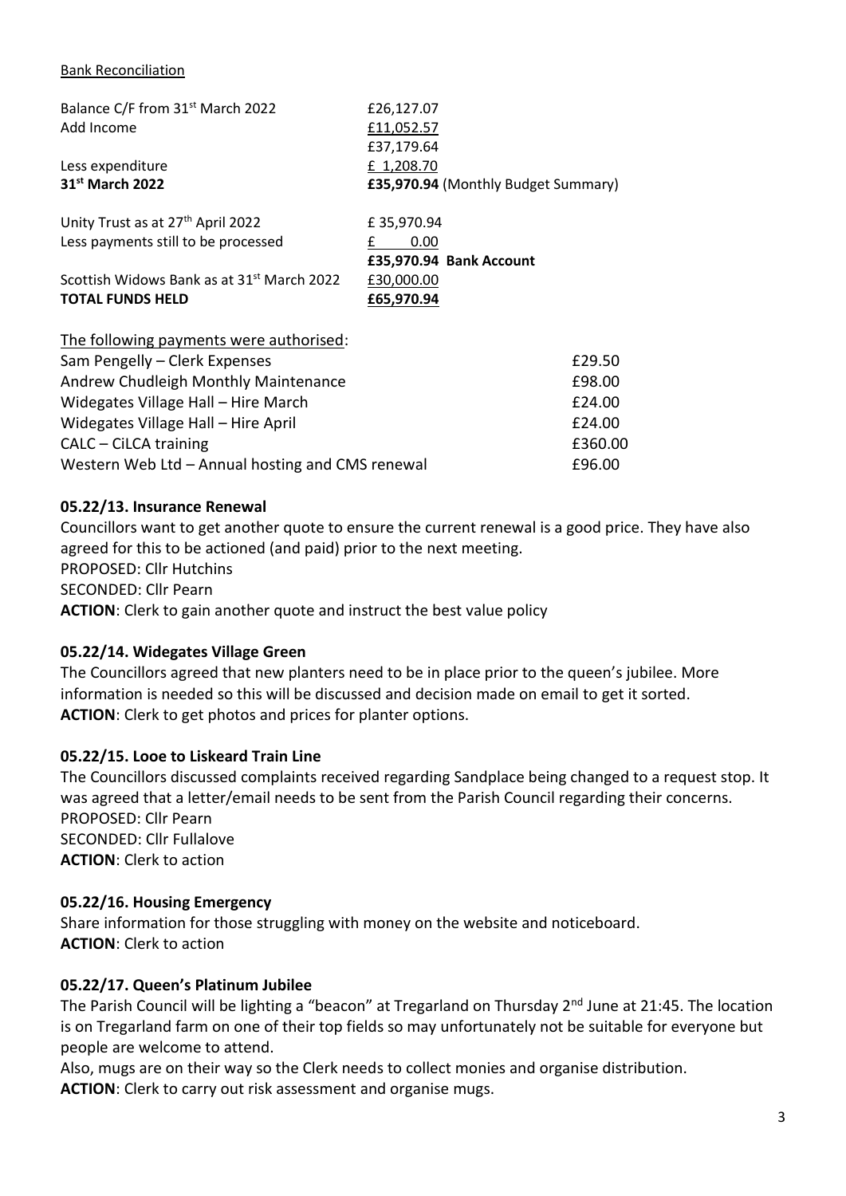Bank Reconciliation

| | |
|---|---|
| Balance C/F from 31st March 2022 | £26,127.07 |
| Add Income | £11,052.57 |
| | £37,179.64 |
| Less expenditure | £ 1,208.70 |
| **31st March 2022** | **£35,970.94** (Monthly Budget Summary) |
| Unity Trust as at 27th April 2022 | £ 35,970.94 |
| Less payments still to be processed | £ 0.00 |
| | **£35,970.94 Bank Account** |
| Scottish Widows Bank as at 31st March 2022 | £30,000.00 |
| **TOTAL FUNDS HELD** | **£65,970.94** |

The following payments were authorised:

| | |
|---|---|
| Sam Pengelly – Clerk Expenses | £29.50 |
| Andrew Chudleigh Monthly Maintenance | £98.00 |
| Widegates Village Hall – Hire March | £24.00 |
| Widegates Village Hall – Hire April | £24.00 |
| CALC – CiLCA training | £360.00 |
| Western Web Ltd – Annual hosting and CMS renewal | £96.00 |

### 05.22/13. Insurance Renewal

Councillors want to get another quote to ensure the current renewal is a good price. They have also agreed for this to be actioned (and paid) prior to the next meeting.
PROPOSED: Cllr Hutchins
SECONDED: Cllr Pearn
**ACTION**: Clerk to gain another quote and instruct the best value policy

### 05.22/14. Widegates Village Green

The Councillors agreed that new planters need to be in place prior to the queen's jubilee. More information is needed so this will be discussed and decision made on email to get it sorted.
**ACTION**: Clerk to get photos and prices for planter options.

### 05.22/15. Looe to Liskeard Train Line

The Councillors discussed complaints received regarding Sandplace being changed to a request stop. It was agreed that a letter/email needs to be sent from the Parish Council regarding their concerns.
PROPOSED: Cllr Pearn
SECONDED: Cllr Fullalove
**ACTION**: Clerk to action

### 05.22/16. Housing Emergency

Share information for those struggling with money on the website and noticeboard.
**ACTION**: Clerk to action

### 05.22/17. Queen's Platinum Jubilee

The Parish Council will be lighting a "beacon" at Tregarland on Thursday 2nd June at 21:45. The location is on Tregarland farm on one of their top fields so may unfortunately not be suitable for everyone but people are welcome to attend.
Also, mugs are on their way so the Clerk needs to collect monies and organise distribution.
**ACTION**: Clerk to carry out risk assessment and organise mugs.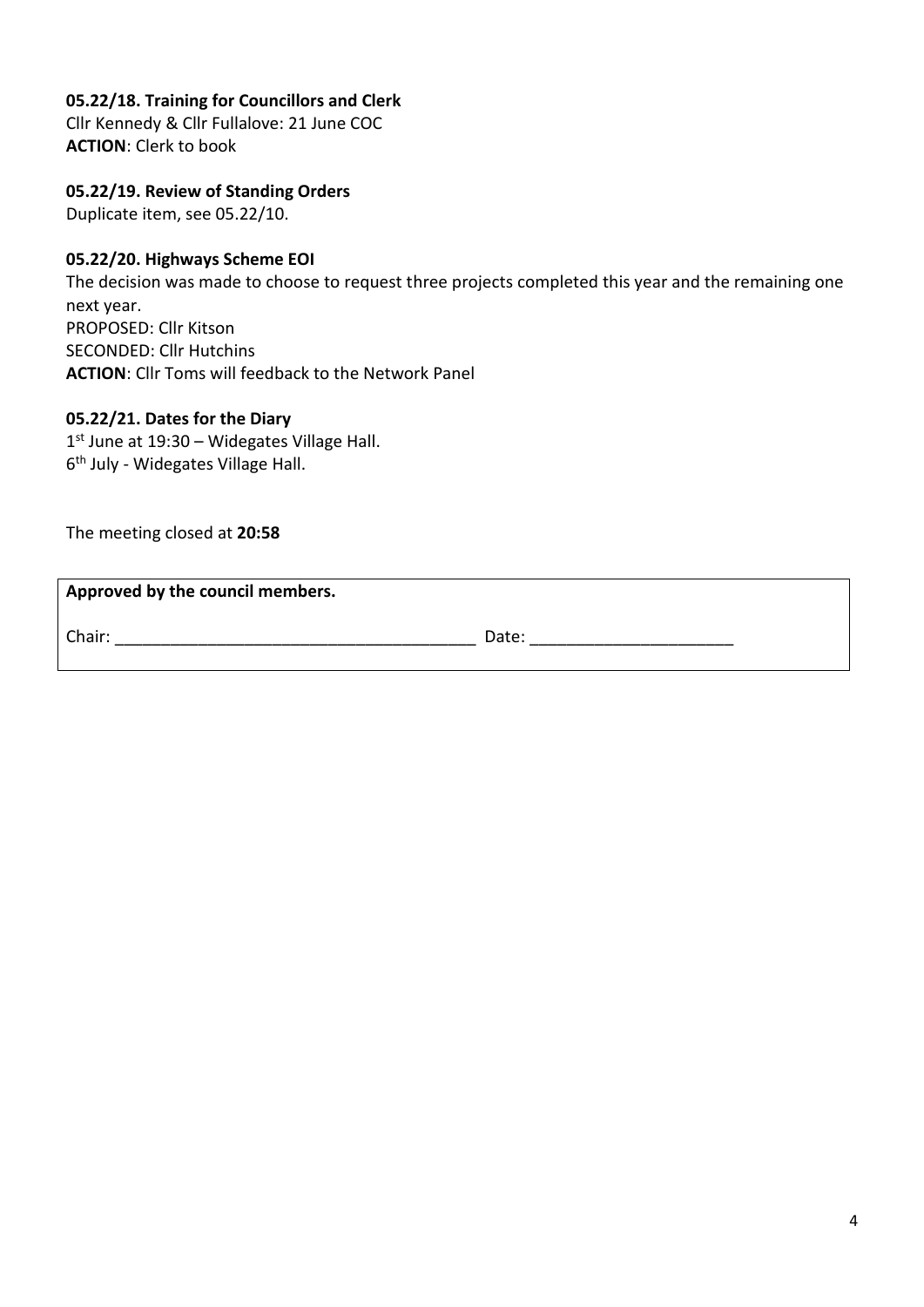**05.22/18. Training for Councillors and Clerk**

Cllr Kennedy & Cllr Fullalove: 21 June COC

**ACTION**: Clerk to book

**05.22/19. Review of Standing Orders**

Duplicate item, see 05.22/10.

**05.22/20. Highways Scheme EOI**

The decision was made to choose to request three projects completed this year and the remaining one next year.

PROPOSED: Cllr Kitson

SECONDED: Cllr Hutchins

**ACTION**: Cllr Toms will feedback to the Network Panel

**05.22/21. Dates for the Diary**

1st June at 19:30 – Widegates Village Hall.

6th July - Widegates Village Hall.

The meeting closed at **20:58**

**Approved by the council members.**

Chair: ______________________________________ Date: _____________________